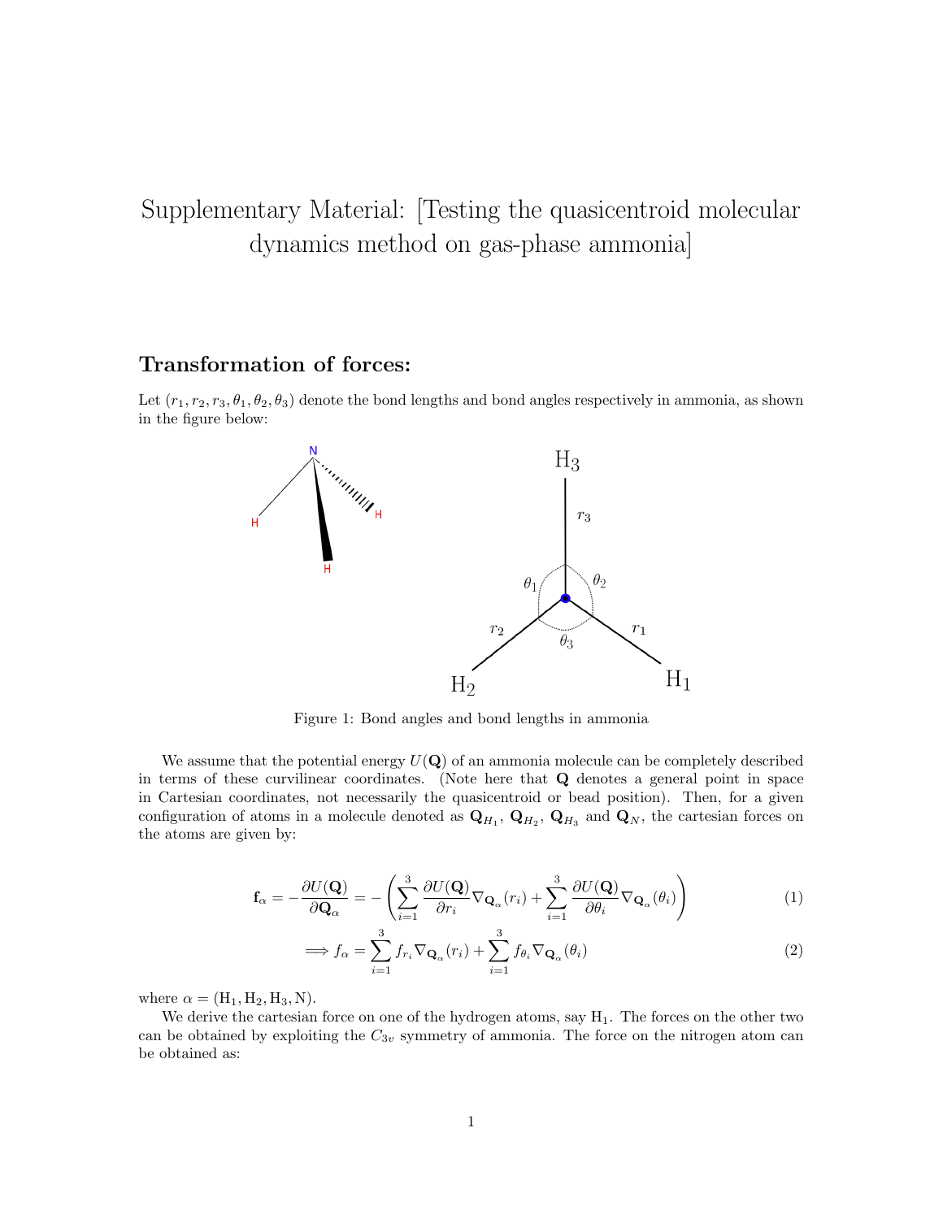# Supplementary Material: [Testing the quasicentroid molecular dynamics method on gas-phase ammonia]

## Transformation of forces:

Let $(r_1, r_2, r_3, \theta_1, \theta_2, \theta_3)$ denote the bond lengths and bond angles respectively in ammonia, as shown in the figure below:

Figure 1: Bond angles and bond lengths in ammonia

We assume that the potential energy $U(\mathbf{Q})$ of an ammonia molecule can be completely described in terms of these curvilinear coordinates. (Note here that $\mathbf{Q}$ denotes a general point in space in Cartesian coordinates, not necessarily the quasicentroid or bead position). Then, for a given configuration of atoms in a molecule denoted as $\mathbf{Q}_{H_1}$, $\mathbf{Q}_{H_2}$, $\mathbf{Q}_{H_3}$ and $\mathbf{Q}_N$, the cartesian forces on the atoms are given by:

$$\mathbf{f}_\alpha = -\frac{\partial U(\mathbf{Q})}{\partial \mathbf{Q}_\alpha} = -\left( \sum_{i=1}^{3} \frac{\partial U(\mathbf{Q})}{\partial r_i} \nabla_{\mathbf{Q}_\alpha}(r_i) + \sum_{i=1}^{3} \frac{\partial U(\mathbf{Q})}{\partial \theta_i} \nabla_{\mathbf{Q}_\alpha}(\theta_i) \right) \tag{1}$$

$$\implies f_\alpha = \sum_{i=1}^{3} f_{r_i} \nabla_{\mathbf{Q}_\alpha}(r_i) + \sum_{i=1}^{3} f_{\theta_i} \nabla_{\mathbf{Q}_\alpha}(\theta_i) \tag{2}$$

where $\alpha = (\mathrm{H}_1, \mathrm{H}_2, \mathrm{H}_3, \mathrm{N})$.

We derive the cartesian force on one of the hydrogen atoms, say $\mathrm{H}_1$. The forces on the other two can be obtained by exploiting the $C_{3v}$ symmetry of ammonia. The force on the nitrogen atom can be obtained as: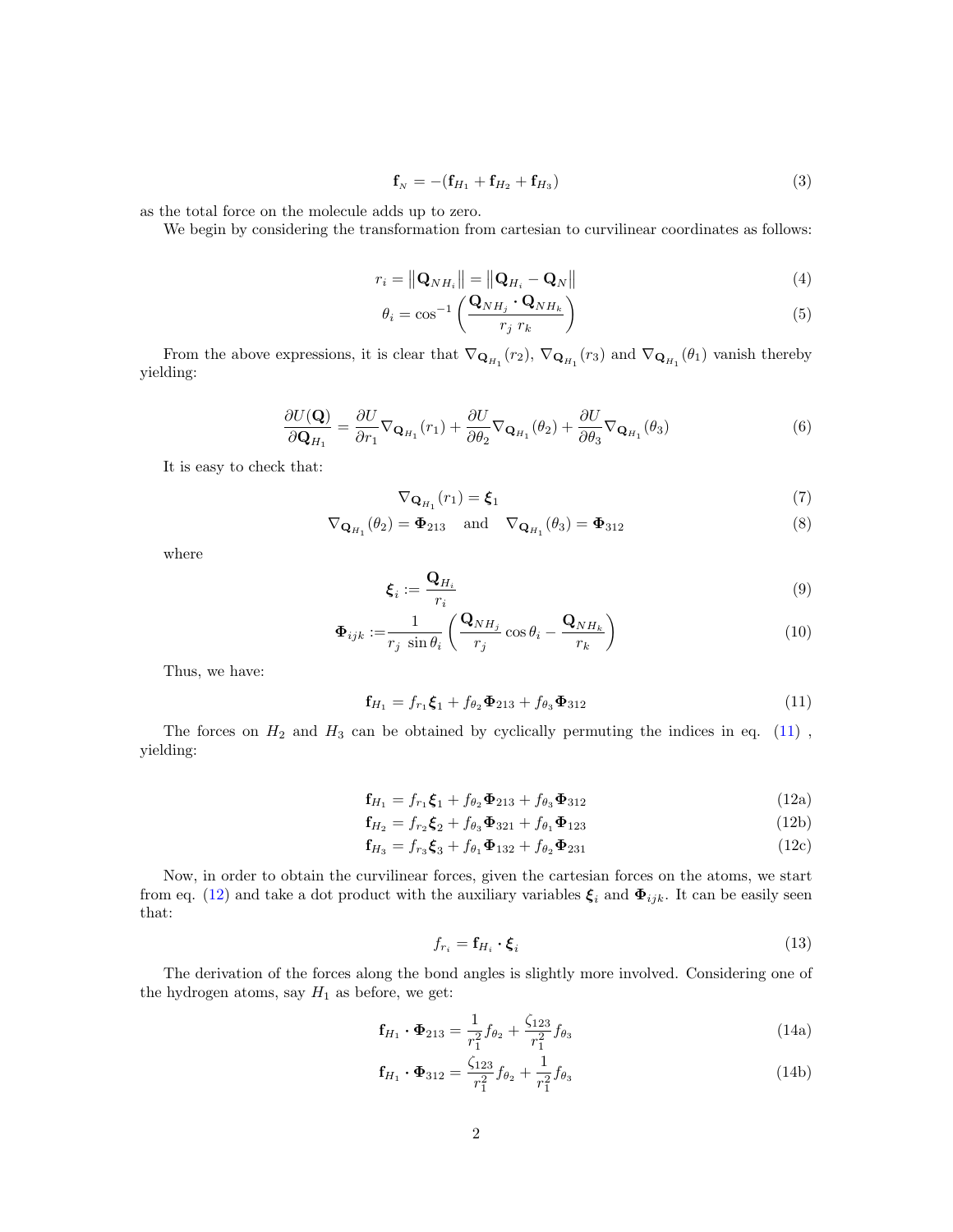$$
\mathbf{f}_{N} = -(\mathbf{f}_{H_1} + \mathbf{f}_{H_2} + \mathbf{f}_{H_3}) \tag{3}
$$

as the total force on the molecule adds up to zero.

We begin by considering the transformation from cartesian to curvilinear coordinates as follows:

$$
r_i = \left\| \mathbf{Q}_{NH_i} \right\| = \left\| \mathbf{Q}_{H_i} - \mathbf{Q}_N \right\| \tag{4}
$$

$$
\theta_i = \cos^{-1}\left( \frac{\mathbf{Q}_{NH_j} \cdot \mathbf{Q}_{NH_k}}{r_j \; r_k} \right) \tag{5}
$$

From the above expressions, it is clear that $\nabla_{\mathbf{Q}_{H_1}}(r_2)$, $\nabla_{\mathbf{Q}_{H_1}}(r_3)$ and $\nabla_{\mathbf{Q}_{H_1}}(\theta_1)$ vanish thereby yielding:

$$
\frac{\partial U(\mathbf{Q})}{\partial \mathbf{Q}_{H_1}} = \frac{\partial U}{\partial r_1} \nabla_{\mathbf{Q}_{H_1}}(r_1) + \frac{\partial U}{\partial \theta_2} \nabla_{\mathbf{Q}_{H_1}}(\theta_2) + \frac{\partial U}{\partial \theta_3} \nabla_{\mathbf{Q}_{H_1}}(\theta_3) \tag{6}
$$

It is easy to check that:

$$
\nabla_{\mathbf{Q}_{H_1}}(r_1) = \boldsymbol{\xi}_1 \tag{7}
$$

$$
\nabla_{\mathbf{Q}_{H_1}}(\theta_2) = \boldsymbol{\Phi}_{213} \quad \text{and} \quad \nabla_{\mathbf{Q}_{H_1}}(\theta_3) = \boldsymbol{\Phi}_{312} \tag{8}
$$

where

$$
\boldsymbol{\xi}_i := \frac{\mathbf{Q}_{H_i}}{r_i} \tag{9}
$$

$$
\boldsymbol{\Phi}_{ijk} := \frac{1}{r_j \; \sin\theta_i} \left( \frac{\mathbf{Q}_{NH_j}}{r_j} \cos\theta_i - \frac{\mathbf{Q}_{NH_k}}{r_k} \right) \tag{10}
$$

Thus, we have:

$$
\mathbf{f}_{H_1} = f_{r_1} \boldsymbol{\xi}_1 + f_{\theta_2} \boldsymbol{\Phi}_{213} + f_{\theta_3} \boldsymbol{\Phi}_{312} \tag{11}
$$

The forces on $H_2$ and $H_3$ can be obtained by cyclically permuting the indices in eq. (11) , yielding:

$$
\mathbf{f}_{H_1} = f_{r_1} \boldsymbol{\xi}_1 + f_{\theta_2} \boldsymbol{\Phi}_{213} + f_{\theta_3} \boldsymbol{\Phi}_{312} \tag{12a}
$$

$$
\mathbf{f}_{H_2} = f_{r_2} \boldsymbol{\xi}_2 + f_{\theta_3} \boldsymbol{\Phi}_{321} + f_{\theta_1} \boldsymbol{\Phi}_{123} \tag{12b}
$$

$$
\mathbf{f}_{H_3} = f_{r_3} \boldsymbol{\xi}_3 + f_{\theta_1} \boldsymbol{\Phi}_{132} + f_{\theta_2} \boldsymbol{\Phi}_{231} \tag{12c}
$$

Now, in order to obtain the curvilinear forces, given the cartesian forces on the atoms, we start from eq. (12) and take a dot product with the auxiliary variables $\boldsymbol{\xi}_i$ and $\boldsymbol{\Phi}_{ijk}$. It can be easily seen that:

$$
f_{r_i} = \mathbf{f}_{H_i} \cdot \boldsymbol{\xi}_i \tag{13}
$$

The derivation of the forces along the bond angles is slightly more involved. Considering one of the hydrogen atoms, say $H_1$ as before, we get:

$$
\mathbf{f}_{H_1} \cdot \boldsymbol{\Phi}_{213} = \frac{1}{r_1^2} f_{\theta_2} + \frac{\zeta_{123}}{r_1^2} f_{\theta_3} \tag{14a}
$$

$$
\mathbf{f}_{H_1} \cdot \boldsymbol{\Phi}_{312} = \frac{\zeta_{123}}{r_1^2} f_{\theta_2} + \frac{1}{r_1^2} f_{\theta_3} \tag{14b}
$$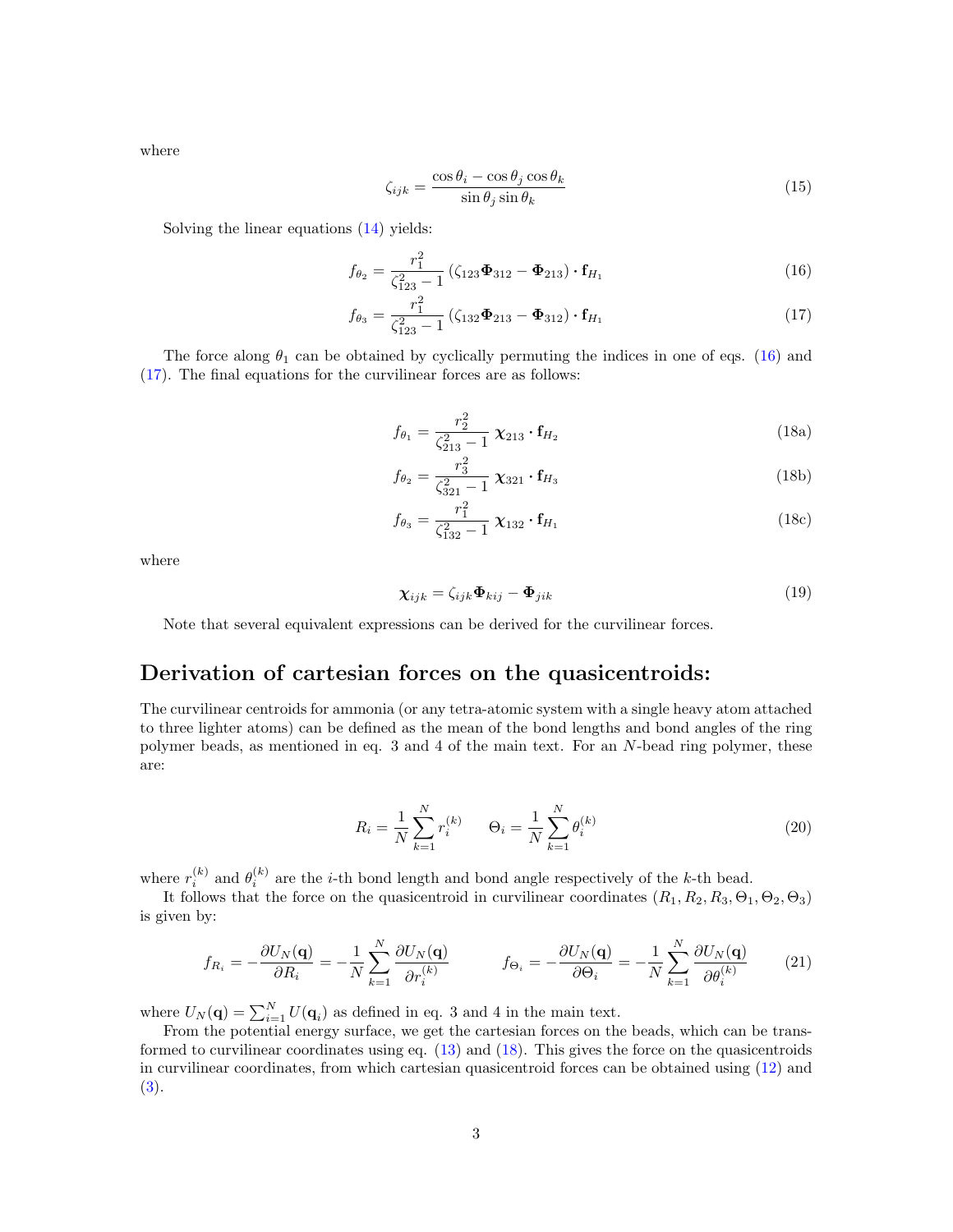where

$$\zeta_{ijk} = \frac{\cos\theta_i - \cos\theta_j \cos\theta_k}{\sin\theta_j \sin\theta_k} \tag{15}$$

Solving the linear equations (14) yields:

$$f_{\theta_2} = \frac{r_1^2}{\zeta_{123}^2 - 1}\left(\zeta_{123}\mathbf{\Phi}_{312} - \mathbf{\Phi}_{213}\right)\cdot \mathbf{f}_{H_1} \tag{16}$$

$$f_{\theta_3} = \frac{r_1^2}{\zeta_{123}^2 - 1}\left(\zeta_{132}\mathbf{\Phi}_{213} - \mathbf{\Phi}_{312}\right)\cdot \mathbf{f}_{H_1} \tag{17}$$

The force along $\theta_1$ can be obtained by cyclically permuting the indices in one of eqs. (16) and (17). The final equations for the curvilinear forces are as follows:

$$f_{\theta_1} = \frac{r_2^2}{\zeta_{213}^2 - 1}\,\boldsymbol{\chi}_{213}\cdot \mathbf{f}_{H_2} \tag{18a}$$

$$f_{\theta_2} = \frac{r_3^2}{\zeta_{321}^2 - 1}\,\boldsymbol{\chi}_{321}\cdot \mathbf{f}_{H_3} \tag{18b}$$

$$f_{\theta_3} = \frac{r_1^2}{\zeta_{132}^2 - 1}\,\boldsymbol{\chi}_{132}\cdot \mathbf{f}_{H_1} \tag{18c}$$

where

$$\boldsymbol{\chi}_{ijk} = \zeta_{ijk}\mathbf{\Phi}_{kij} - \mathbf{\Phi}_{jik} \tag{19}$$

Note that several equivalent expressions can be derived for the curvilinear forces.

## Derivation of cartesian forces on the quasicentroids:

The curvilinear centroids for ammonia (or any tetra-atomic system with a single heavy atom attached to three lighter atoms) can be defined as the mean of the bond lengths and bond angles of the ring polymer beads, as mentioned in eq. 3 and 4 of the main text. For an $N$-bead ring polymer, these are:

$$R_i = \frac{1}{N}\sum_{k=1}^{N} r_i^{(k)} \qquad \Theta_i = \frac{1}{N}\sum_{k=1}^{N} \theta_i^{(k)} \tag{20}$$

where $r_i^{(k)}$ and $\theta_i^{(k)}$ are the $i$-th bond length and bond angle respectively of the $k$-th bead.

It follows that the force on the quasicentroid in curvilinear coordinates $(R_1, R_2, R_3, \Theta_1, \Theta_2, \Theta_3)$ is given by:

$$f_{R_i} = -\frac{\partial U_N(\mathbf{q})}{\partial R_i} = -\frac{1}{N}\sum_{k=1}^{N}\frac{\partial U_N(\mathbf{q})}{\partial r_i^{(k)}} \qquad f_{\Theta_i} = -\frac{\partial U_N(\mathbf{q})}{\partial \Theta_i} = -\frac{1}{N}\sum_{k=1}^{N}\frac{\partial U_N(\mathbf{q})}{\partial \theta_i^{(k)}} \tag{21}$$

where $U_N(\mathbf{q}) = \sum_{i=1}^{N} U(\mathbf{q}_i)$ as defined in eq. 3 and 4 in the main text.

From the potential energy surface, we get the cartesian forces on the beads, which can be transformed to curvilinear coordinates using eq. (13) and (18). This gives the force on the quasicentroids in curvilinear coordinates, from which cartesian quasicentroid forces can be obtained using (12) and (3).